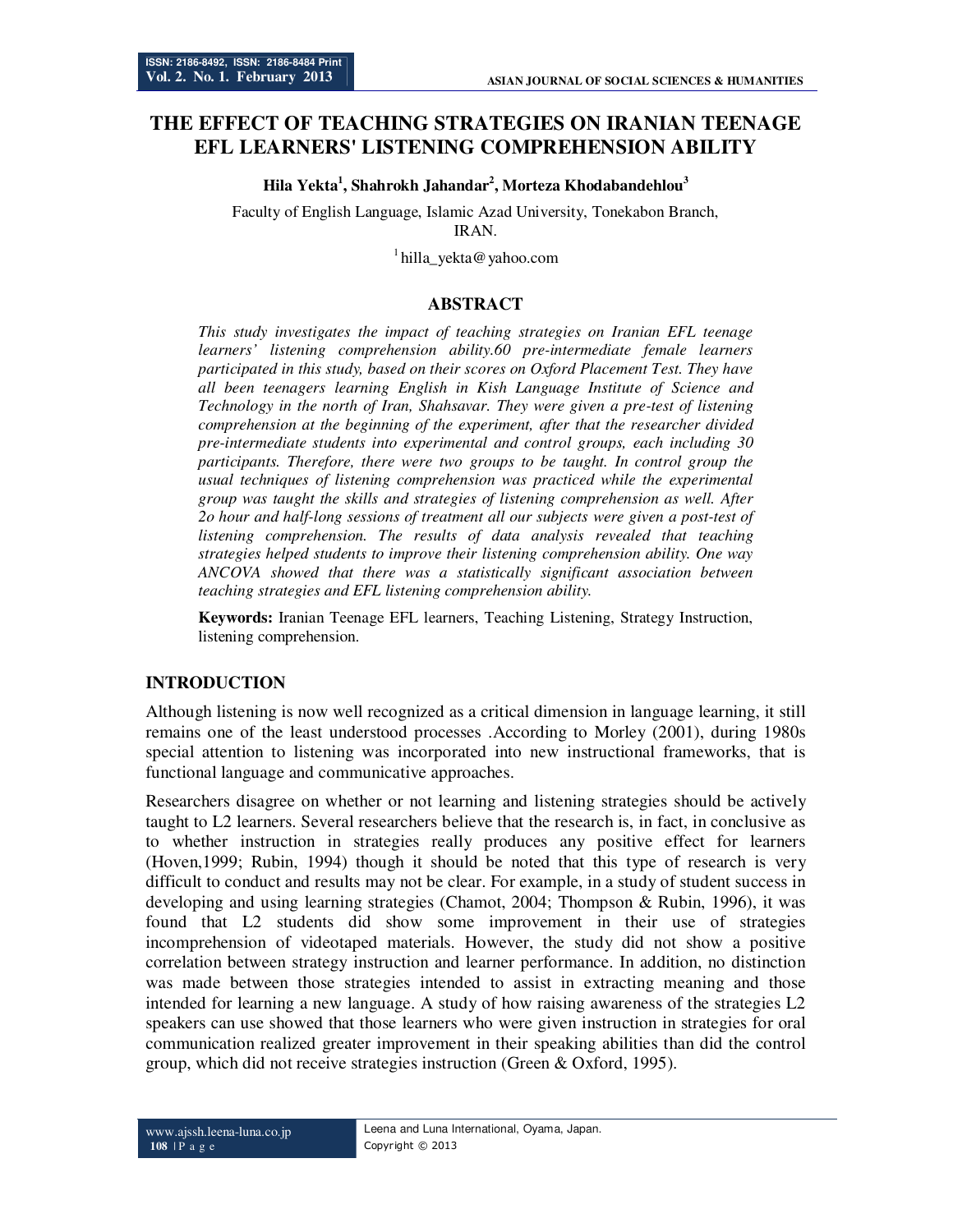# THE EFFECT OF TEACHING STRATEGIES ON IRANIAN TEENAGE EFL LEARNERS' LISTENING COMPREHENSION ABILITY

**Hila Yekta[1], Shahrokh Jahandar[2], Morteza Khodabandehlou[3]**

Faculty of English Language, Islamic Azad University, Tonekabon Branch, IRAN.

[1] hilla_yekta@yahoo.com

## ABSTRACT

*This study investigates the impact of teaching strategies on Iranian EFL teenage learners' listening comprehension ability.60 pre-intermediate female learners participated in this study, based on their scores on Oxford Placement Test. They have all been teenagers learning English in Kish Language Institute of Science and Technology in the north of Iran, Shahsavar. They were given a pre-test of listening comprehension at the beginning of the experiment, after that the researcher divided pre-intermediate students into experimental and control groups, each including 30 participants. Therefore, there were two groups to be taught. In control group the usual techniques of listening comprehension was practiced while the experimental group was taught the skills and strategies of listening comprehension as well. After 2o hour and half-long sessions of treatment all our subjects were given a post-test of listening comprehension. The results of data analysis revealed that teaching strategies helped students to improve their listening comprehension ability. One way ANCOVA showed that there was a statistically significant association between teaching strategies and EFL listening comprehension ability.*

**Keywords:** Iranian Teenage EFL learners, Teaching Listening, Strategy Instruction, listening comprehension.

## INTRODUCTION

Although listening is now well recognized as a critical dimension in language learning, it still remains one of the least understood processes .According to Morley (2001), during 1980s special attention to listening was incorporated into new instructional frameworks, that is functional language and communicative approaches.

Researchers disagree on whether or not learning and listening strategies should be actively taught to L2 learners. Several researchers believe that the research is, in fact, in conclusive as to whether instruction in strategies really produces any positive effect for learners (Hoven,1999; Rubin, 1994) though it should be noted that this type of research is very difficult to conduct and results may not be clear. For example, in a study of student success in developing and using learning strategies (Chamot, 2004; Thompson & Rubin, 1996), it was found that L2 students did show some improvement in their use of strategies incomprehension of videotaped materials. However, the study did not show a positive correlation between strategy instruction and learner performance. In addition, no distinction was made between those strategies intended to assist in extracting meaning and those intended for learning a new language. A study of how raising awareness of the strategies L2 speakers can use showed that those learners who were given instruction in strategies for oral communication realized greater improvement in their speaking abilities than did the control group, which did not receive strategies instruction (Green & Oxford, 1995).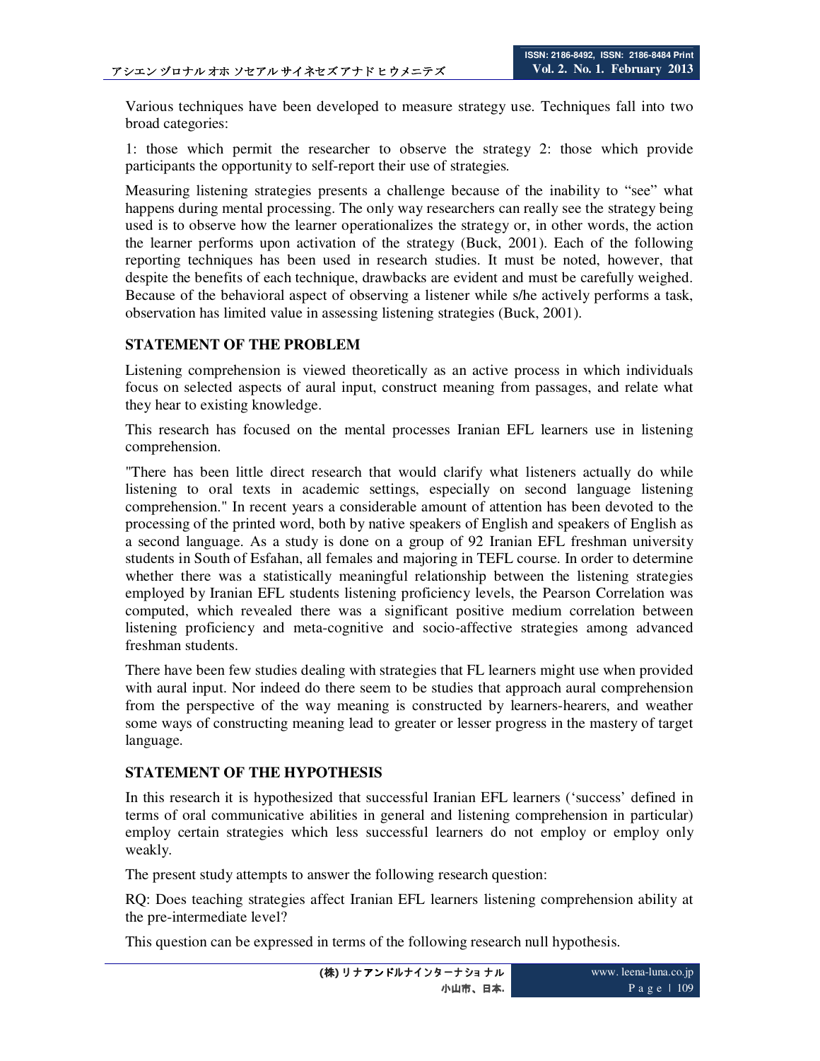Various techniques have been developed to measure strategy use. Techniques fall into two broad categories:

1: those which permit the researcher to observe the strategy 2: those which provide participants the opportunity to self-report their use of strategies.

Measuring listening strategies presents a challenge because of the inability to "see" what happens during mental processing. The only way researchers can really see the strategy being used is to observe how the learner operationalizes the strategy or, in other words, the action the learner performs upon activation of the strategy (Buck, 2001). Each of the following reporting techniques has been used in research studies. It must be noted, however, that despite the benefits of each technique, drawbacks are evident and must be carefully weighed. Because of the behavioral aspect of observing a listener while s/he actively performs a task, observation has limited value in assessing listening strategies (Buck, 2001).

## STATEMENT OF THE PROBLEM

Listening comprehension is viewed theoretically as an active process in which individuals focus on selected aspects of aural input, construct meaning from passages, and relate what they hear to existing knowledge.

This research has focused on the mental processes Iranian EFL learners use in listening comprehension.

"There has been little direct research that would clarify what listeners actually do while listening to oral texts in academic settings, especially on second language listening comprehension." In recent years a considerable amount of attention has been devoted to the processing of the printed word, both by native speakers of English and speakers of English as a second language. As a study is done on a group of 92 Iranian EFL freshman university students in South of Esfahan, all females and majoring in TEFL course. In order to determine whether there was a statistically meaningful relationship between the listening strategies employed by Iranian EFL students listening proficiency levels, the Pearson Correlation was computed, which revealed there was a significant positive medium correlation between listening proficiency and meta-cognitive and socio-affective strategies among advanced freshman students.

There have been few studies dealing with strategies that FL learners might use when provided with aural input. Nor indeed do there seem to be studies that approach aural comprehension from the perspective of the way meaning is constructed by learners-hearers, and weather some ways of constructing meaning lead to greater or lesser progress in the mastery of target language.

## STATEMENT OF THE HYPOTHESIS

In this research it is hypothesized that successful Iranian EFL learners ('success' defined in terms of oral communicative abilities in general and listening comprehension in particular) employ certain strategies which less successful learners do not employ or employ only weakly.

The present study attempts to answer the following research question:

RQ: Does teaching strategies affect Iranian EFL learners listening comprehension ability at the pre-intermediate level?

This question can be expressed in terms of the following research null hypothesis.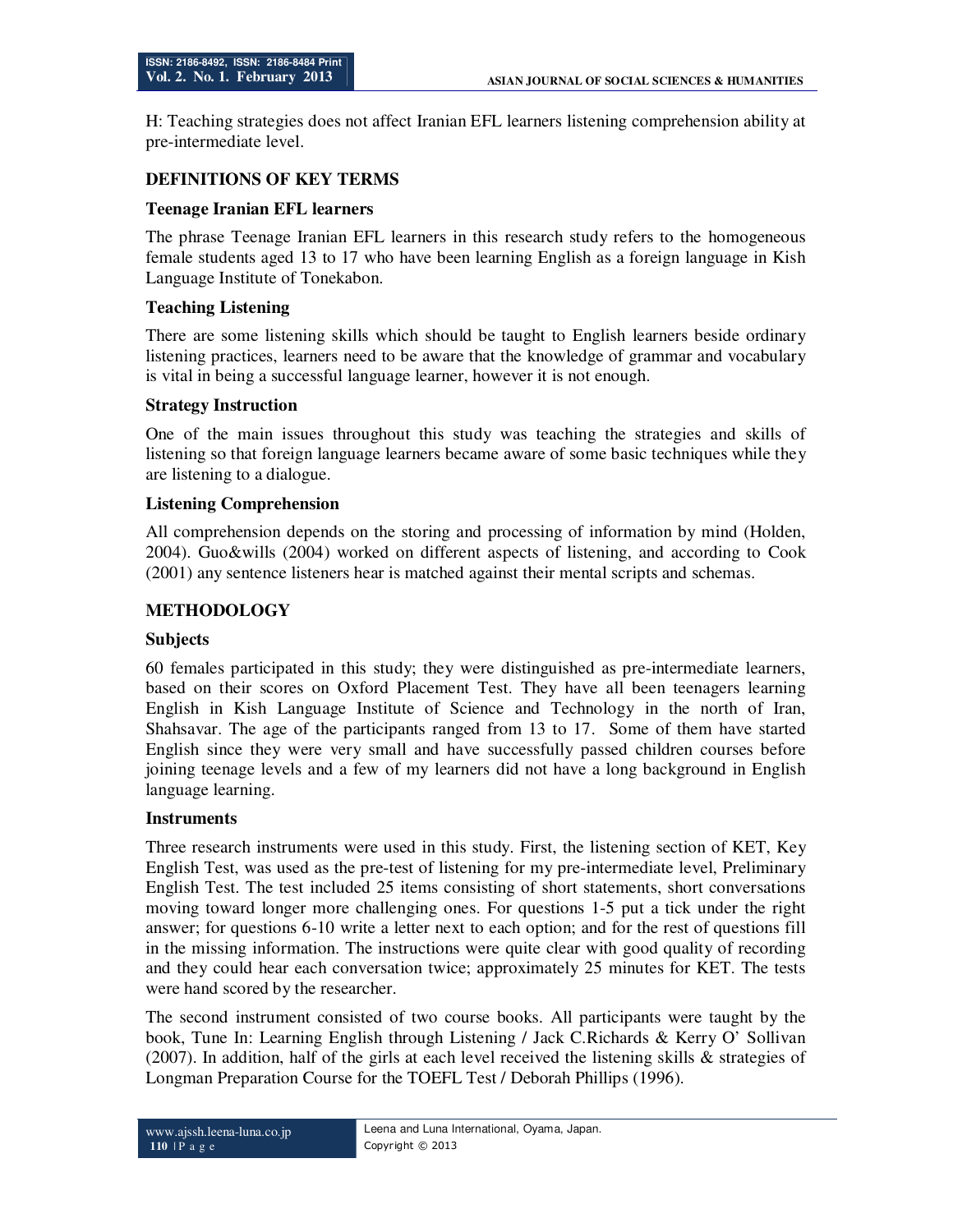H: Teaching strategies does not affect Iranian EFL learners listening comprehension ability at pre-intermediate level.

## DEFINITIONS OF KEY TERMS

### Teenage Iranian EFL learners

The phrase Teenage Iranian EFL learners in this research study refers to the homogeneous female students aged 13 to 17 who have been learning English as a foreign language in Kish Language Institute of Tonekabon.

### Teaching Listening

There are some listening skills which should be taught to English learners beside ordinary listening practices, learners need to be aware that the knowledge of grammar and vocabulary is vital in being a successful language learner, however it is not enough.

### Strategy Instruction

One of the main issues throughout this study was teaching the strategies and skills of listening so that foreign language learners became aware of some basic techniques while they are listening to a dialogue.

### Listening Comprehension

All comprehension depends on the storing and processing of information by mind (Holden, 2004). Guo&wills (2004) worked on different aspects of listening, and according to Cook (2001) any sentence listeners hear is matched against their mental scripts and schemas.

## METHODOLOGY

### Subjects

60 females participated in this study; they were distinguished as pre-intermediate learners, based on their scores on Oxford Placement Test. They have all been teenagers learning English in Kish Language Institute of Science and Technology in the north of Iran, Shahsavar. The age of the participants ranged from 13 to 17. Some of them have started English since they were very small and have successfully passed children courses before joining teenage levels and a few of my learners did not have a long background in English language learning.

### Instruments

Three research instruments were used in this study. First, the listening section of KET, Key English Test, was used as the pre-test of listening for my pre-intermediate level, Preliminary English Test. The test included 25 items consisting of short statements, short conversations moving toward longer more challenging ones. For questions 1-5 put a tick under the right answer; for questions 6-10 write a letter next to each option; and for the rest of questions fill in the missing information. The instructions were quite clear with good quality of recording and they could hear each conversation twice; approximately 25 minutes for KET. The tests were hand scored by the researcher.

The second instrument consisted of two course books. All participants were taught by the book, Tune In: Learning English through Listening / Jack C.Richards & Kerry O' Sollivan (2007). In addition, half of the girls at each level received the listening skills & strategies of Longman Preparation Course for the TOEFL Test / Deborah Phillips (1996).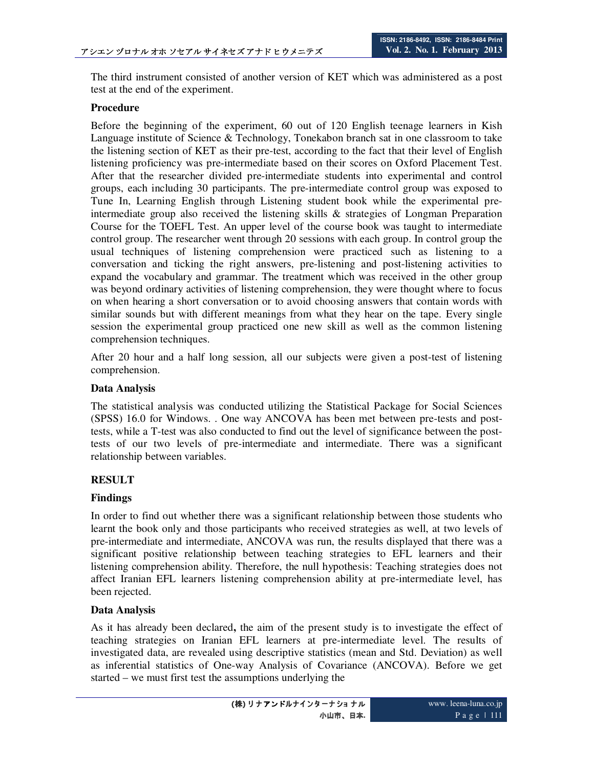The third instrument consisted of another version of KET which was administered as a post test at the end of the experiment.

**Procedure**

Before the beginning of the experiment, 60 out of 120 English teenage learners in Kish Language institute of Science & Technology, Tonekabon branch sat in one classroom to take the listening section of KET as their pre-test, according to the fact that their level of English listening proficiency was pre-intermediate based on their scores on Oxford Placement Test. After that the researcher divided pre-intermediate students into experimental and control groups, each including 30 participants. The pre-intermediate control group was exposed to Tune In, Learning English through Listening student book while the experimental pre-intermediate group also received the listening skills & strategies of Longman Preparation Course for the TOEFL Test. An upper level of the course book was taught to intermediate control group. The researcher went through 20 sessions with each group. In control group the usual techniques of listening comprehension were practiced such as listening to a conversation and ticking the right answers, pre-listening and post-listening activities to expand the vocabulary and grammar. The treatment which was received in the other group was beyond ordinary activities of listening comprehension, they were thought where to focus on when hearing a short conversation or to avoid choosing answers that contain words with similar sounds but with different meanings from what they hear on the tape. Every single session the experimental group practiced one new skill as well as the common listening comprehension techniques.

After 20 hour and a half long session, all our subjects were given a post-test of listening comprehension.

**Data Analysis**

The statistical analysis was conducted utilizing the Statistical Package for Social Sciences (SPSS) 16.0 for Windows. . One way ANCOVA has been met between pre-tests and post-tests, while a T-test was also conducted to find out the level of significance between the post-tests of our two levels of pre-intermediate and intermediate. There was a significant relationship between variables.

## RESULT

**Findings**

In order to find out whether there was a significant relationship between those students who learnt the book only and those participants who received strategies as well, at two levels of pre-intermediate and intermediate, ANCOVA was run, the results displayed that there was a significant positive relationship between teaching strategies to EFL learners and their listening comprehension ability. Therefore, the null hypothesis: Teaching strategies does not affect Iranian EFL learners listening comprehension ability at pre-intermediate level, has been rejected.

**Data Analysis**

As it has already been declared**,** the aim of the present study is to investigate the effect of teaching strategies on Iranian EFL learners at pre-intermediate level. The results of investigated data, are revealed using descriptive statistics (mean and Std. Deviation) as well as inferential statistics of One-way Analysis of Covariance (ANCOVA). Before we get started – we must first test the assumptions underlying the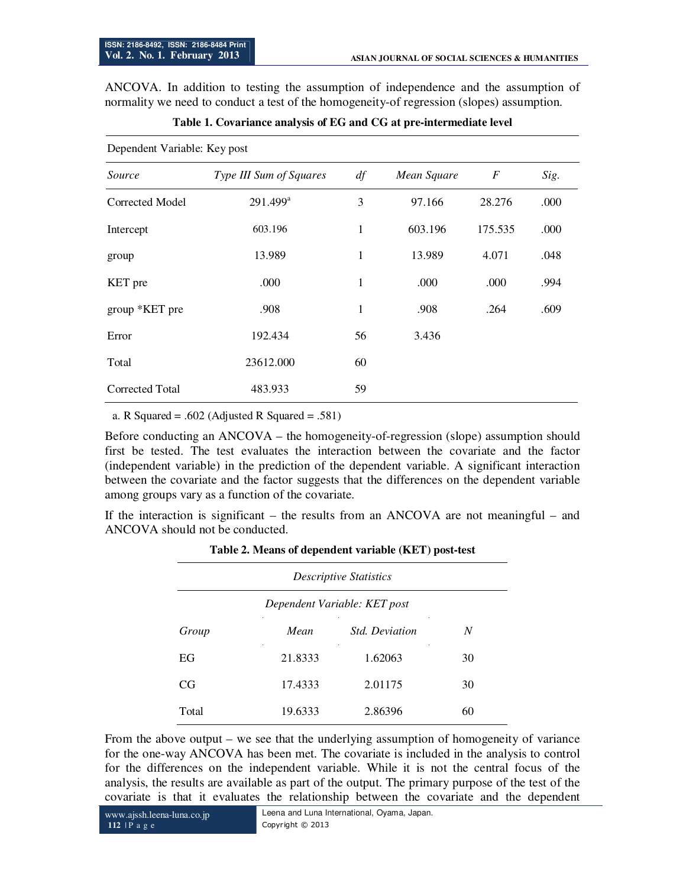ANCOVA. In addition to testing the assumption of independence and the assumption of normality we need to conduct a test of the homogeneity-of-regression (slopes) assumption.

**Table 1. Covariance analysis of EG and CG at pre-intermediate level**

| Dependent Variable: Key post | | | | | |
|---|---|---|---|---|---|
| *Source* | *Type III Sum of Squares* | *df* | *Mean Square* | *F* | *Sig.* |
| Corrected Model | 291.499[a] | 3 | 97.166 | 28.276 | .000 |
| Intercept | 603.196 | 1 | 603.196 | 175.535 | .000 |
| group | 13.989 | 1 | 13.989 | 4.071 | .048 |
| KET pre | .000 | 1 | .000 | .000 | .994 |
| group *KET pre | .908 | 1 | .908 | .264 | .609 |
| Error | 192.434 | 56 | 3.436 | | |
| Total | 23612.000 | 60 | | | |
| Corrected Total | 483.933 | 59 | | | |

a. R Squared = .602 (Adjusted R Squared = .581)

Before conducting an ANCOVA – the homogeneity-of-regression (slope) assumption should first be tested. The test evaluates the interaction between the covariate and the factor (independent variable) in the prediction of the dependent variable. A significant interaction between the covariate and the factor suggests that the differences on the dependent variable among groups vary as a function of the covariate.

If the interaction is significant – the results from an ANCOVA are not meaningful – and ANCOVA should not be conducted.

**Table 2. Means of dependent variable (KET) post-test**

| Descriptive Statistics | | | |
|---|---|---|---|
| Dependent Variable: KET post | | | |
| *Group* | *Mean* | *Std. Deviation* | *N* |
| EG | 21.8333 | 1.62063 | 30 |
| CG | 17.4333 | 2.01175 | 30 |
| Total | 19.6333 | 2.86396 | 60 |

From the above output – we see that the underlying assumption of homogeneity of variance for the one-way ANCOVA has been met. The covariate is included in the analysis to control for the differences on the independent variable. While it is not the central focus of the analysis, the results are available as part of the output. The primary purpose of the test of the covariate is that it evaluates the relationship between the covariate and the dependent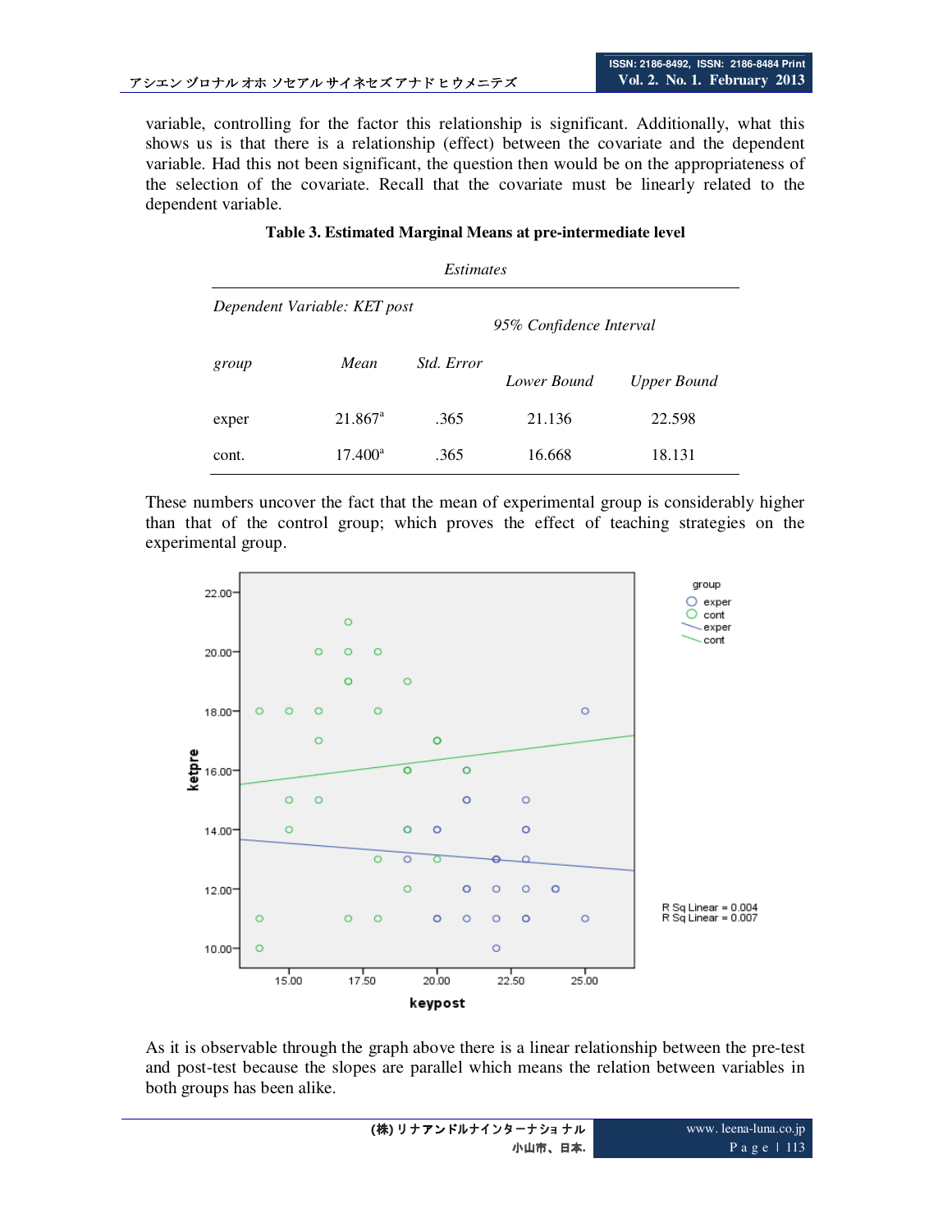variable, controlling for the factor this relationship is significant. Additionally, what this shows us is that there is a relationship (effect) between the covariate and the dependent variable. Had this not been significant, the question then would be on the appropriateness of the selection of the covariate. Recall that the covariate must be linearly related to the dependent variable.

**Table 3. Estimated Marginal Means at pre-intermediate level**

*Estimates*

*Dependent Variable: KET post*

| *group* | *Mean* | *Std. Error* | *95% Confidence Interval* | |
|---|---|---|---|---|
| | | | *Lower Bound* | *Upper Bound* |
| exper | 21.867[a] | .365 | 21.136 | 22.598 |
| cont. | 17.400[a] | .365 | 16.668 | 18.131 |

These numbers uncover the fact that the mean of experimental group is considerably higher than that of the control group; which proves the effect of teaching strategies on the experimental group.

As it is observable through the graph above there is a linear relationship between the pre-test and post-test because the slopes are parallel which means the relation between variables in both groups has been alike.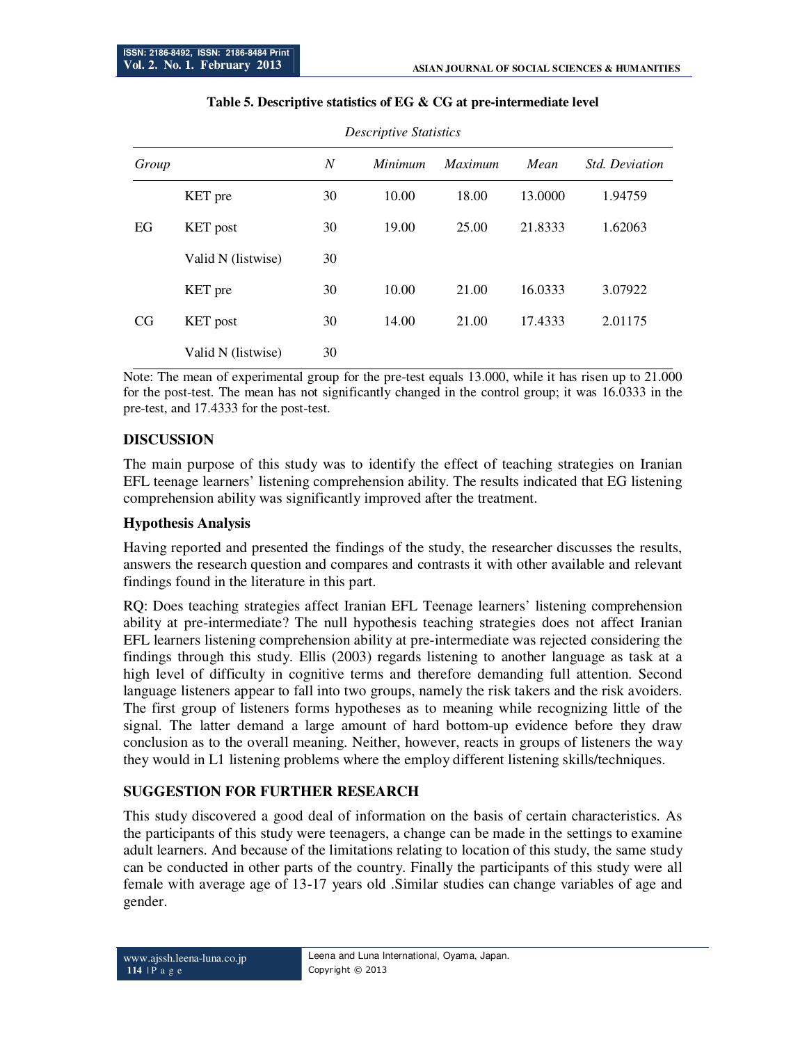**Table 5. Descriptive statistics of EG & CG at pre-intermediate level**

*Descriptive Statistics*

| *Group* | | *N* | *Minimum* | *Maximum* | *Mean* | *Std. Deviation* |
|---|---|---|---|---|---|---|
| | KET pre | 30 | 10.00 | 18.00 | 13.0000 | 1.94759 |
| EG | KET post | 30 | 19.00 | 25.00 | 21.8333 | 1.62063 |
| | Valid N (listwise) | 30 | | | | |
| | KET pre | 30 | 10.00 | 21.00 | 16.0333 | 3.07922 |
| CG | KET post | 30 | 14.00 | 21.00 | 17.4333 | 2.01175 |
| | Valid N (listwise) | 30 | | | | |

Note: The mean of experimental group for the pre-test equals 13.000, while it has risen up to 21.000 for the post-test. The mean has not significantly changed in the control group; it was 16.0333 in the pre-test, and 17.4333 for the post-test.

## DISCUSSION

The main purpose of this study was to identify the effect of teaching strategies on Iranian EFL teenage learners' listening comprehension ability. The results indicated that EG listening comprehension ability was significantly improved after the treatment.

### Hypothesis Analysis

Having reported and presented the findings of the study, the researcher discusses the results, answers the research question and compares and contrasts it with other available and relevant findings found in the literature in this part.

RQ: Does teaching strategies affect Iranian EFL Teenage learners' listening comprehension ability at pre-intermediate? The null hypothesis teaching strategies does not affect Iranian EFL learners listening comprehension ability at pre-intermediate was rejected considering the findings through this study. Ellis (2003) regards listening to another language as task at a high level of difficulty in cognitive terms and therefore demanding full attention. Second language listeners appear to fall into two groups, namely the risk takers and the risk avoiders. The first group of listeners forms hypotheses as to meaning while recognizing little of the signal. The latter demand a large amount of hard bottom-up evidence before they draw conclusion as to the overall meaning. Neither, however, reacts in groups of listeners the way they would in L1 listening problems where the employ different listening skills/techniques.

## SUGGESTION FOR FURTHER RESEARCH

This study discovered a good deal of information on the basis of certain characteristics. As the participants of this study were teenagers, a change can be made in the settings to examine adult learners. And because of the limitations relating to location of this study, the same study can be conducted in other parts of the country. Finally the participants of this study were all female with average age of 13-17 years old .Similar studies can change variables of age and gender.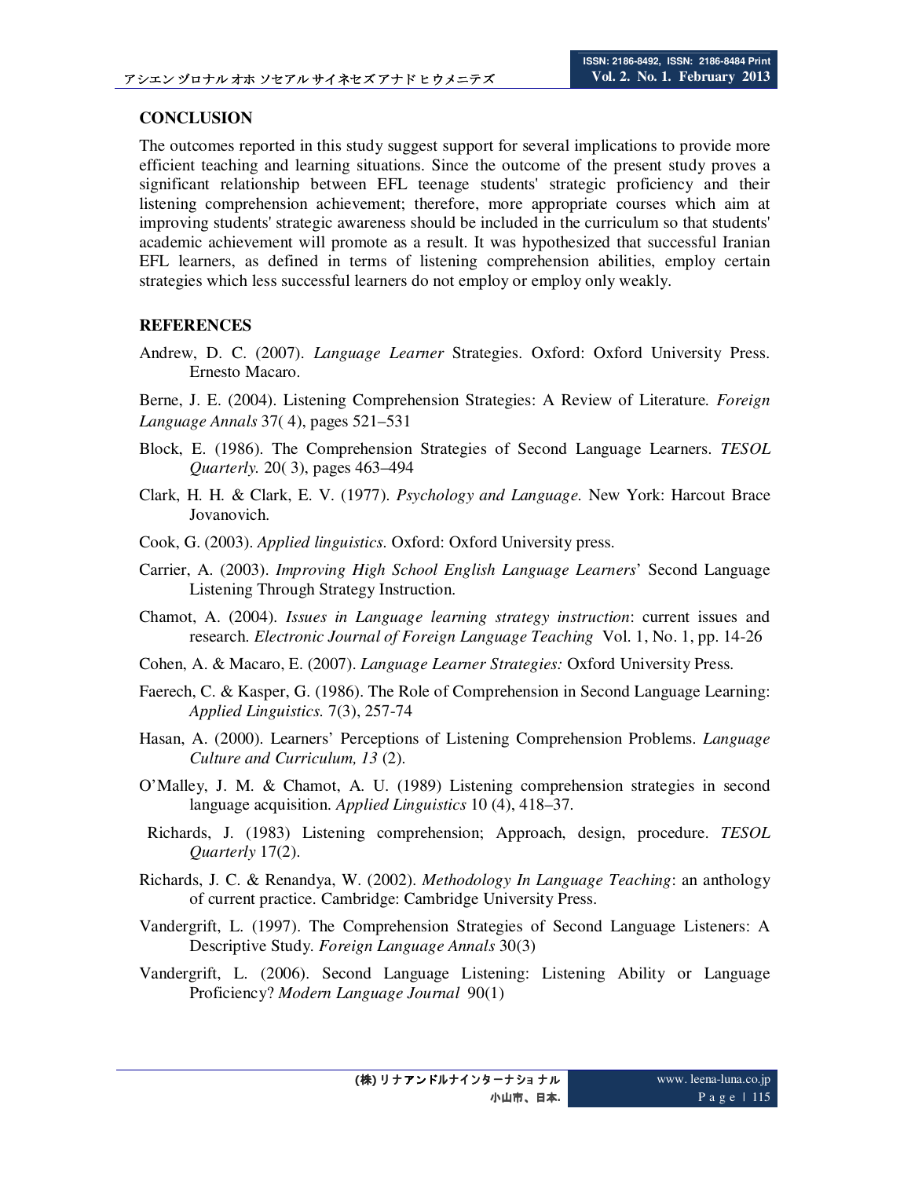## CONCLUSION

The outcomes reported in this study suggest support for several implications to provide more efficient teaching and learning situations. Since the outcome of the present study proves a significant relationship between EFL teenage students' strategic proficiency and their listening comprehension achievement; therefore, more appropriate courses which aim at improving students' strategic awareness should be included in the curriculum so that students' academic achievement will promote as a result. It was hypothesized that successful Iranian EFL learners, as defined in terms of listening comprehension abilities, employ certain strategies which less successful learners do not employ or employ only weakly.

## REFERENCES

Andrew, D. C. (2007). *Language Learner* Strategies. Oxford: Oxford University Press. Ernesto Macaro.

Berne, J. E. (2004). Listening Comprehension Strategies: A Review of Literature. *Foreign Language Annals* 37( 4), pages 521–531

Block, E. (1986). The Comprehension Strategies of Second Language Learners. *TESOL Quarterly.* 20( 3), pages 463–494

Clark, H. H. & Clark, E. V. (1977). *Psychology and Language.* New York: Harcout Brace Jovanovich.

Cook, G. (2003). *Applied linguistics.* Oxford: Oxford University press.

Carrier, A. (2003). *Improving High School English Language Learners*' Second Language Listening Through Strategy Instruction.

Chamot, A. (2004). *Issues in Language learning strategy instruction*: current issues and research. *Electronic Journal of Foreign Language Teaching* Vol. 1, No. 1, pp. 14-26

Cohen, A. & Macaro, E. (2007). *Language Learner Strategies:* Oxford University Press.

Faerech, C. & Kasper, G. (1986). The Role of Comprehension in Second Language Learning: *Applied Linguistics.* 7(3), 257-74

Hasan, A. (2000). Learners' Perceptions of Listening Comprehension Problems. *Language Culture and Curriculum, 13* (2).

O'Malley, J. M. & Chamot, A. U. (1989) Listening comprehension strategies in second language acquisition. *Applied Linguistics* 10 (4), 418–37.

Richards, J. (1983) Listening comprehension; Approach, design, procedure. *TESOL Quarterly* 17(2).

Richards, J. C. & Renandya, W. (2002). *Methodology In Language Teaching*: an anthology of current practice. Cambridge: Cambridge University Press.

Vandergrift, L. (1997). The Comprehension Strategies of Second Language Listeners: A Descriptive Study. *Foreign Language Annals* 30(3)

Vandergrift, L. (2006). Second Language Listening: Listening Ability or Language Proficiency? *Modern Language Journal* 90(1)